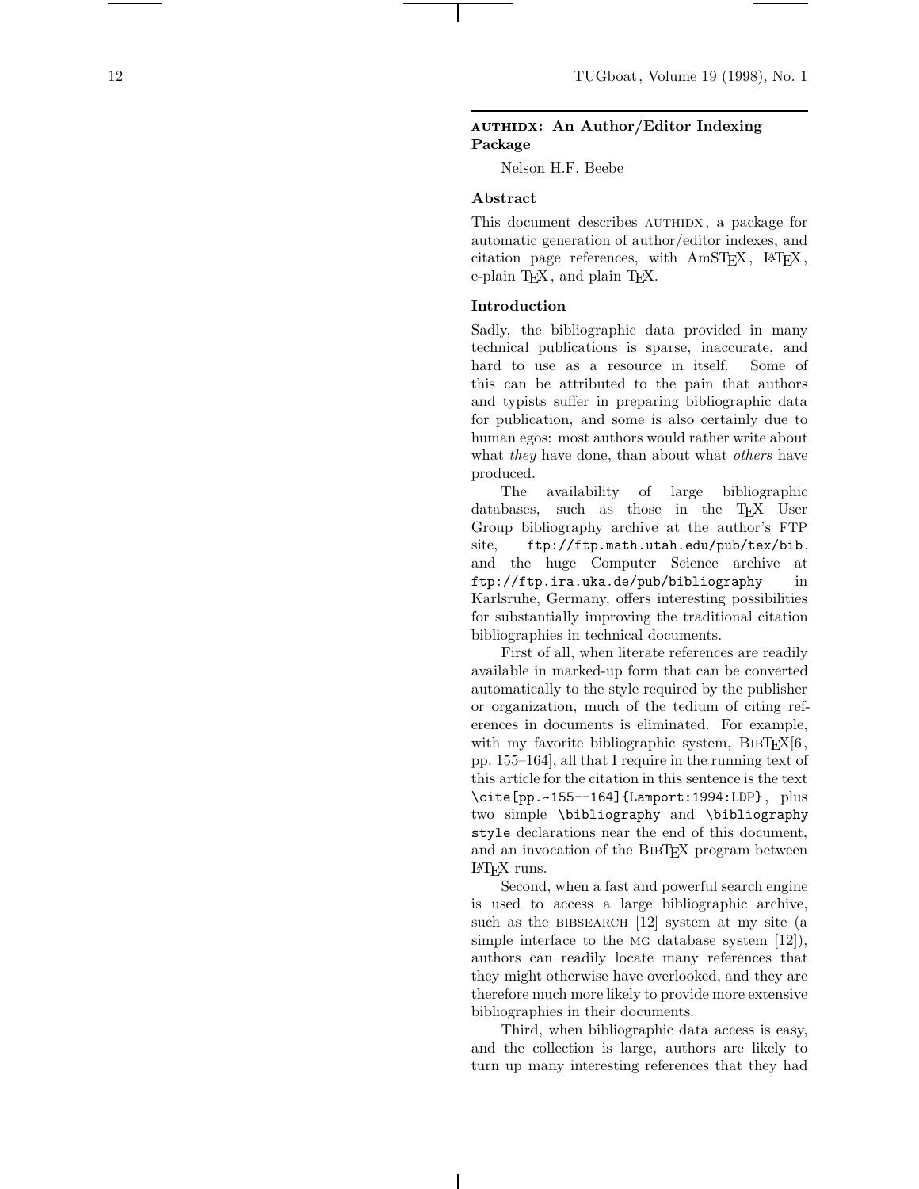## AUTHIDX: An Author/Editor Indexing Package

Nelson H.F. Beebe

### Abstract

This document describes AUTHIDX, a package for automatic generation of author/editor indexes, and citation page references, with AmSTEX, LATEX, e-plain TEX, and plain TEX.

### Introduction

Sadly, the bibliographic data provided in many technical publications is sparse, inaccurate, and hard to use as a resource in itself. Some of this can be attributed to the pain that authors and typists suffer in preparing bibliographic data for publication, and some is also certainly due to human egos: most authors would rather write about what *they* have done, than about what *others* have produced.

The availability of large bibliographic databases, such as those in the TEX User Group bibliography archive at the author's FTP site, `ftp://ftp.math.utah.edu/pub/tex/bib`, and the huge Computer Science archive at `ftp://ftp.ira.uka.de/pub/bibliography` in Karlsruhe, Germany, offers interesting possibilities for substantially improving the traditional citation bibliographies in technical documents.

First of all, when literate references are readily available in marked-up form that can be converted automatically to the style required by the publisher or organization, much of the tedium of citing references in documents is eliminated. For example, with my favorite bibliographic system, BIBTEX[6, pp. 155–164], all that I require in the running text of this article for the citation in this sentence is the text `\cite[pp.~155--164]{Lamport:1994:LDP}`, plus two simple `\bibliography` and `\bibliography style` declarations near the end of this document, and an invocation of the BIBTEX program between LATEX runs.

Second, when a fast and powerful search engine is used to access a large bibliographic archive, such as the BIBSEARCH [12] system at my site (a simple interface to the MG database system [12]), authors can readily locate many references that they might otherwise have overlooked, and they are therefore much more likely to provide more extensive bibliographies in their documents.

Third, when bibliographic data access is easy, and the collection is large, authors are likely to turn up many interesting references that they had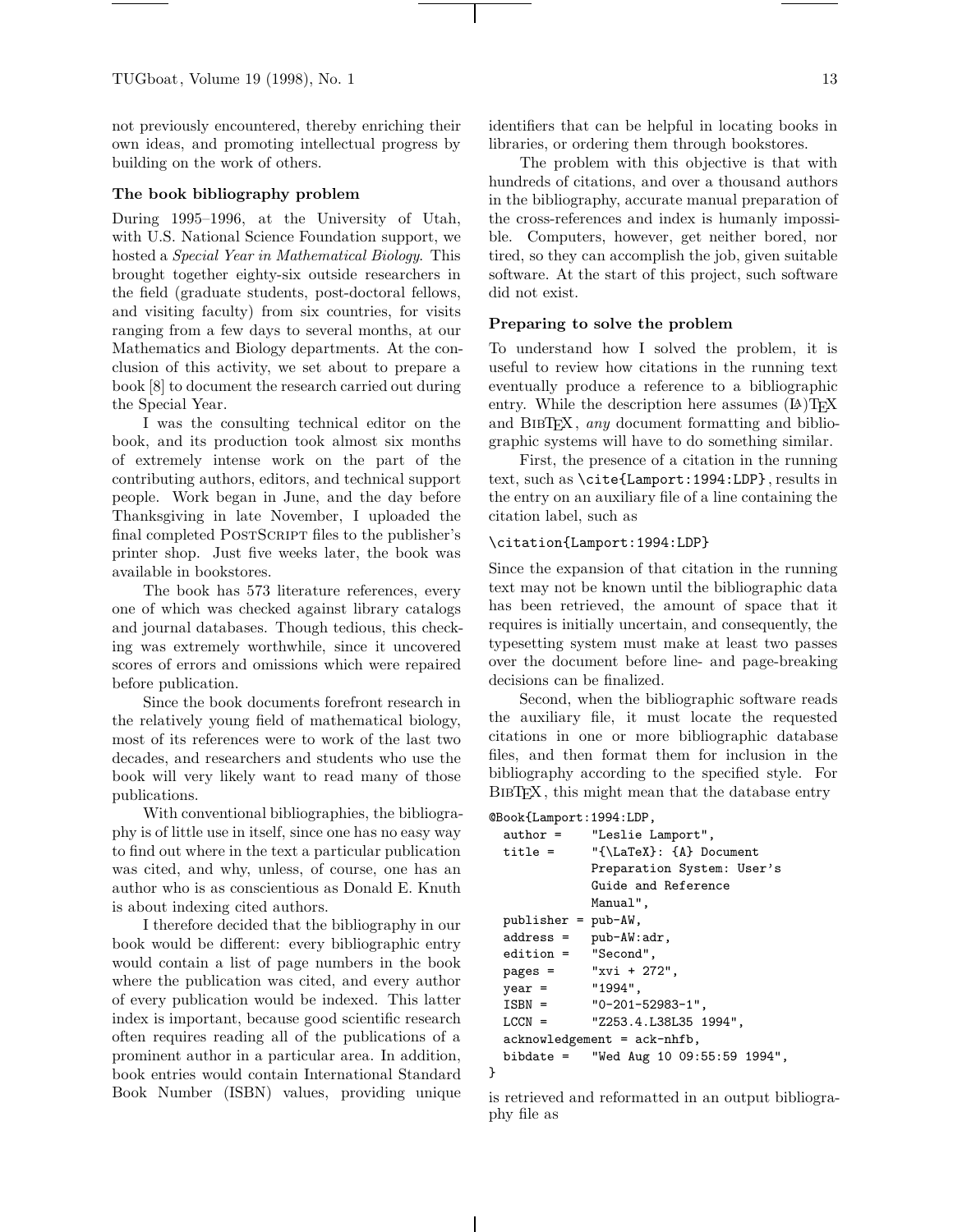not previously encountered, thereby enriching their own ideas, and promoting intellectual progress by building on the work of others.

### The book bibliography problem

During 1995–1996, at the University of Utah, with U.S. National Science Foundation support, we hosted a *Special Year in Mathematical Biology*. This brought together eighty-six outside researchers in the field (graduate students, post-doctoral fellows, and visiting faculty) from six countries, for visits ranging from a few days to several months, at our Mathematics and Biology departments. At the conclusion of this activity, we set about to prepare a book [8] to document the research carried out during the Special Year.

I was the consulting technical editor on the book, and its production took almost six months of extremely intense work on the part of the contributing authors, editors, and technical support people. Work began in June, and the day before Thanksgiving in late November, I uploaded the final completed PostScript files to the publisher's printer shop. Just five weeks later, the book was available in bookstores.

The book has 573 literature references, every one of which was checked against library catalogs and journal databases. Though tedious, this checking was extremely worthwhile, since it uncovered scores of errors and omissions which were repaired before publication.

Since the book documents forefront research in the relatively young field of mathematical biology, most of its references were to work of the last two decades, and researchers and students who use the book will very likely want to read many of those publications.

With conventional bibliographies, the bibliography is of little use in itself, since one has no easy way to find out where in the text a particular publication was cited, and why, unless, of course, one has an author who is as conscientious as Donald E. Knuth is about indexing cited authors.

I therefore decided that the bibliography in our book would be different: every bibliographic entry would contain a list of page numbers in the book where the publication was cited, and every author of every publication would be indexed. This latter index is important, because good scientific research often requires reading all of the publications of a prominent author in a particular area. In addition, book entries would contain International Standard Book Number (ISBN) values, providing unique identifiers that can be helpful in locating books in libraries, or ordering them through bookstores.

The problem with this objective is that with hundreds of citations, and over a thousand authors in the bibliography, accurate manual preparation of the cross-references and index is humanly impossible. Computers, however, get neither bored, nor tired, so they can accomplish the job, given suitable software. At the start of this project, such software did not exist.

### Preparing to solve the problem

To understand how I solved the problem, it is useful to review how citations in the running text eventually produce a reference to a bibliographic entry. While the description here assumes (LA)TeX and BibTeX, *any* document formatting and bibliographic systems will have to do something similar.

First, the presence of a citation in the running text, such as `\cite{Lamport:1994:LDP}`, results in the entry on an auxiliary file of a line containing the citation label, such as

```
\citation{Lamport:1994:LDP}
```

Since the expansion of that citation in the running text may not be known until the bibliographic data has been retrieved, the amount of space that it requires is initially uncertain, and consequently, the typesetting system must make at least two passes over the document before line- and page-breaking decisions can be finalized.

Second, when the bibliographic software reads the auxiliary file, it must locate the requested citations in one or more bibliographic database files, and then format them for inclusion in the bibliography according to the specified style. For BibTeX, this might mean that the database entry

```
@Book{Lamport:1994:LDP,
  author =     "Leslie Lamport",
  title =      "{\LaTeX}: {A} Document
               Preparation System: User's
               Guide and Reference
               Manual",
  publisher = pub-AW,
  address =    pub-AW:adr,
  edition =    "Second",
  pages =      "xvi + 272",
  year =       "1994",
  ISBN =       "0-201-52983-1",
  LCCN =       "Z253.4.L38L35 1994",
  acknowledgement = ack-nhfb,
  bibdate =    "Wed Aug 10 09:55:59 1994",
}
```

is retrieved and reformatted in an output bibliography file as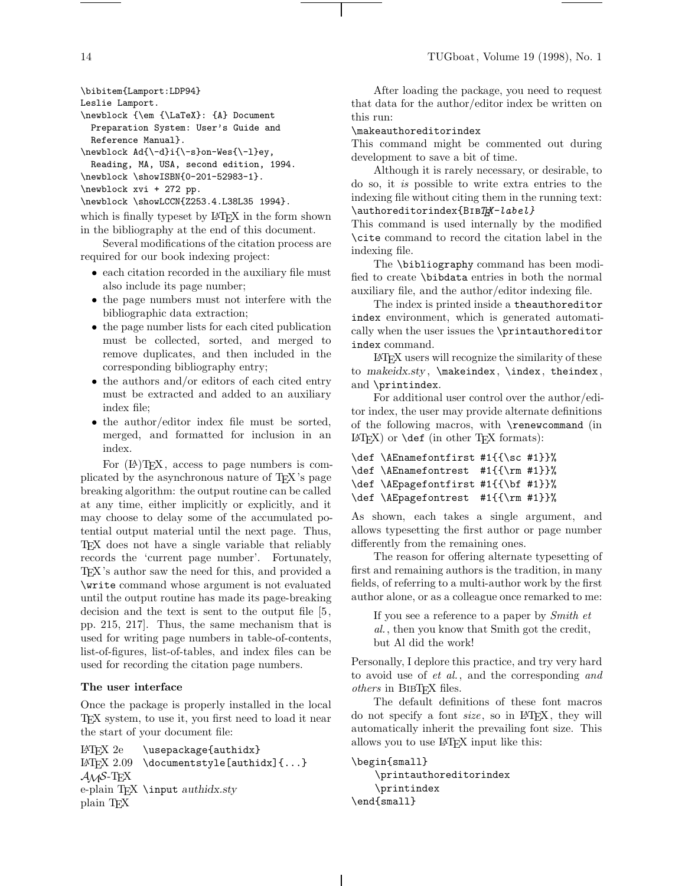```
\bibitem{Lamport:LDP94}
Leslie Lamport.
\newblock {\em {\LaTeX}: {A} Document
  Preparation System: User's Guide and
  Reference Manual}.
\newblock Ad{\-d}i{\-s}on-Wes{\-l}ey,
  Reading, MA, USA, second edition, 1994.
\newblock \showISBN{0-201-52983-1}.
\newblock xvi + 272 pp.
\newblock \showLCCN{Z253.4.L38L35 1994}.
```

which is finally typeset by LaTeX in the form shown in the bibliography at the end of this document.

Several modifications of the citation process are required for our book indexing project:

- each citation recorded in the auxiliary file must also include its page number;
- the page numbers must not interfere with the bibliographic data extraction;
- the page number lists for each cited publication must be collected, sorted, and merged to remove duplicates, and then included in the corresponding bibliography entry;
- the authors and/or editors of each cited entry must be extracted and added to an auxiliary index file;
- the author/editor index file must be sorted, merged, and formatted for inclusion in an index.

For (La)TeX, access to page numbers is complicated by the asynchronous nature of TeX's page breaking algorithm: the output routine can be called at any time, either implicitly or explicitly, and it may choose to delay some of the accumulated potential output material until the next page. Thus, TeX does not have a single variable that reliably records the 'current page number'. Fortunately, TeX's author saw the need for this, and provided a `\write` command whose argument is not evaluated until the output routine has made its page-breaking decision and the text is sent to the output file [5, pp. 215, 217]. Thus, the same mechanism that is used for writing page numbers in table-of-contents, list-of-figures, list-of-tables, and index files can be used for recording the citation page numbers.

### The user interface

Once the package is properly installed in the local TeX system, to use it, you first need to load it near the start of your document file:

| | |
|---|---|
| LaTeX 2e | `\usepackage{authidx}` |
| LaTeX 2.09 | `\documentstyle[authidx]{...}` |
| AMS-TeX | |
| e-plain TeX | `\input` *authidx.sty* |
| plain TeX | |

After loading the package, you need to request that data for the author/editor index be written on this run:

`\makeauthoreditorindex`

This command might be commented out during development to save a bit of time.

Although it is rarely necessary, or desirable, to do so, it *is* possible to write extra entries to the indexing file without citing them in the running text:

`\authoreditorindex{`*BibTeX-label*`}`

This command is used internally by the modified `\cite` command to record the citation label in the indexing file.

The `\bibliography` command has been modified to create `\bibdata` entries in both the normal auxiliary file, and the author/editor indexing file.

The index is printed inside a `theauthoreditor index` environment, which is generated automatically when the user issues the `\printauthoreditor index` command.

LaTeX users will recognize the similarity of these to *makeidx.sty*, `\makeindex`, `\index`, `theindex`, and `\printindex`.

For additional user control over the author/editor index, the user may provide alternate definitions of the following macros, with `\renewcommand` (in LaTeX) or `\def` (in other TeX formats):

```
\def \AEnamefontfirst #1{{\sc #1}}%
\def \AEnamefontrest  #1{{\rm #1}}%
\def \AEpagefontfirst #1{{\bf #1}}%
\def \AEpagefontrest  #1{{\rm #1}}%
```

As shown, each takes a single argument, and allows typesetting the first author or page number differently from the remaining ones.

The reason for offering alternate typesetting of first and remaining authors is the tradition, in many fields, of referring to a multi-author work by the first author alone, or as a colleague once remarked to me:

> If you see a reference to a paper by *Smith et al.*, then you know that Smith got the credit, but Al did the work!

Personally, I deplore this practice, and try very hard to avoid use of *et al.*, and the corresponding *and others* in BibTeX files.

The default definitions of these font macros do not specify a font *size*, so in LaTeX, they will automatically inherit the prevailing font size. This allows you to use LaTeX input like this:

```
\begin{small}
    \printauthoreditorindex
    \printindex
\end{small}
```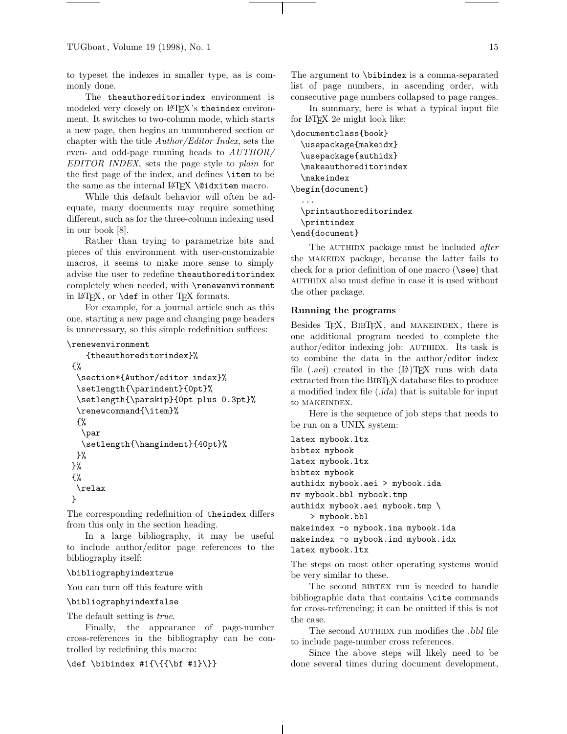to typeset the indexes in smaller type, as is commonly done.

The `theauthoreditorindex` environment is modeled very closely on LaTeX's `theindex` environment. It switches to two-column mode, which starts a new page, then begins an unnumbered section or chapter with the title *Author/Editor Index*, sets the even- and odd-page running heads to *AUTHOR/EDITOR INDEX*, sets the page style to *plain* for the first page of the index, and defines `\item` to be the same as the internal LaTeX `\@idxitem` macro.

While this default behavior will often be adequate, many documents may require something different, such as for the three-column indexing used in our book [8].

Rather than trying to parametrize bits and pieces of this environment with user-customizable macros, it seems to make more sense to simply advise the user to redefine `theauthoreditorindex` completely when needed, with `\renewenvironment` in LaTeX, or `\def` in other TeX formats.

For example, for a journal article such as this one, starting a new page and changing page headers is unnecessary, so this simple redefinition suffices:

```
\renewenvironment
    {theauthoreditorindex}%
 {%
  \section*{Author/editor index}%
  \setlength{\parindent}{0pt}%
  \setlength{\parskip}{0pt plus 0.3pt}%
  \renewcommand{\item}%
  {%
   \par
   \setlength{\hangindent}{40pt}%
  }%
 }%
 {%
  \relax
 }
```

The corresponding redefinition of `theindex` differs from this only in the section heading.

In a large bibliography, it may be useful to include author/editor page references to the bibliography itself:

```
\bibliographyindextrue
```

You can turn off this feature with

```
\bibliographyindexfalse
```

The default setting is *true*.

Finally, the appearance of page-number cross-references in the bibliography can be controlled by redefining this macro:

```
\def \bibindex #1{\{{\bf #1}\}}
```

The argument to `\bibindex` is a comma-separated list of page numbers, in ascending order, with consecutive page numbers collapsed to page ranges.

In summary, here is what a typical input file for LaTeX 2e might look like:

```
\documentclass{book}
  \usepackage{makeidx}
  \usepackage{authidx}
  \makeauthoreditorindex
  \makeindex
\begin{document}
  ...
  \printauthoreditorindex
  \printindex
\end{document}
```

The AUTHIDX package must be included *after* the MAKEIDX package, because the latter fails to check for a prior definition of one macro (`\see`) that AUTHIDX also must define in case it is used without the other package.

### Running the programs

Besides TeX, BibTeX, and MAKEINDEX, there is one additional program needed to complete the author/editor indexing job: AUTHIDX. Its task is to combine the data in the author/editor index file (*.aei*) created in the (LA)TeX runs with data extracted from the BibTeX database files to produce a modified index file (*.ida*) that is suitable for input to MAKEINDEX.

Here is the sequence of job steps that needs to be run on a UNIX system:

```
latex mybook.ltx
bibtex mybook
latex mybook.ltx
bibtex mybook
authidx mybook.aei > mybook.ida
mv mybook.bbl mybook.tmp
authidx mybook.aei mybook.tmp \
    > mybook.bbl
makeindex -o mybook.ina mybook.ida
makeindex -o mybook.ind mybook.idx
latex mybook.ltx
```

The steps on most other operating systems would be very similar to these.

The second BIBTEX run is needed to handle bibliographic data that contains `\cite` commands for cross-referencing; it can be omitted if this is not the case.

The second AUTHIDX run modifies the *.bbl* file to include page-number cross references.

Since the above steps will likely need to be done several times during document development,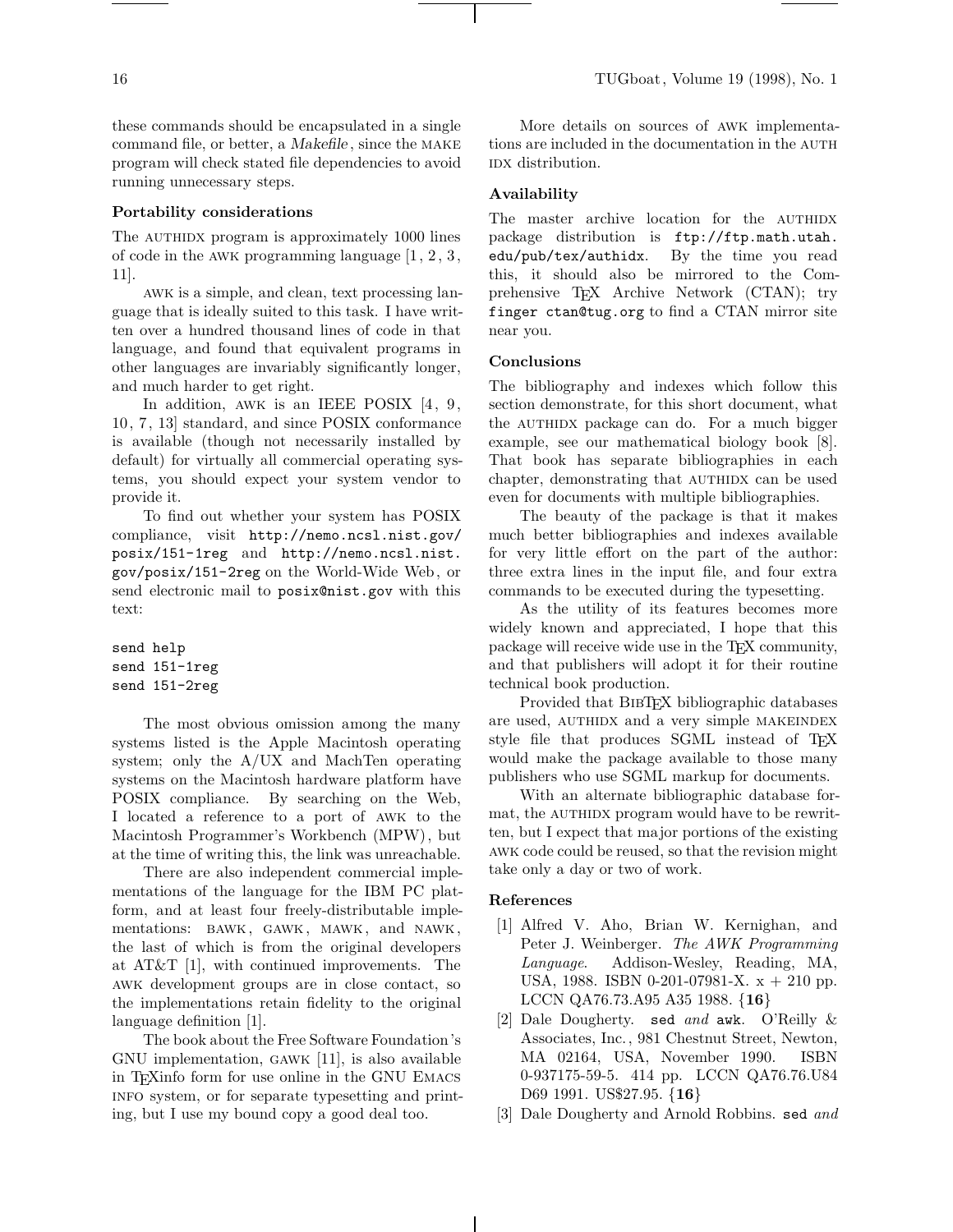these commands should be encapsulated in a single command file, or better, a *Makefile*, since the MAKE program will check stated file dependencies to avoid running unnecessary steps.

### Portability considerations

The AUTHIDX program is approximately 1000 lines of code in the AWK programming language [1, 2, 3, 11].

AWK is a simple, and clean, text processing language that is ideally suited to this task. I have written over a hundred thousand lines of code in that language, and found that equivalent programs in other languages are invariably significantly longer, and much harder to get right.

In addition, AWK is an IEEE POSIX [4, 9, 10, 7, 13] standard, and since POSIX conformance is available (though not necessarily installed by default) for virtually all commercial operating systems, you should expect your system vendor to provide it.

To find out whether your system has POSIX compliance, visit `http://nemo.ncsl.nist.gov/posix/151-1reg` and `http://nemo.ncsl.nist.gov/posix/151-2reg` on the World-Wide Web, or send electronic mail to `posix@nist.gov` with this text:

```
send help
send 151-1reg
send 151-2reg
```

The most obvious omission among the many systems listed is the Apple Macintosh operating system; only the A/UX and MachTen operating systems on the Macintosh hardware platform have POSIX compliance. By searching on the Web, I located a reference to a port of AWK to the Macintosh Programmer's Workbench (MPW), but at the time of writing this, the link was unreachable.

There are also independent commercial implementations of the language for the IBM PC platform, and at least four freely-distributable implementations: BAWK, GAWK, MAWK, and NAWK, the last of which is from the original developers at AT&T [1], with continued improvements. The AWK development groups are in close contact, so the implementations retain fidelity to the original language definition [1].

The book about the Free Software Foundation's GNU implementation, GAWK [11], is also available in TEXinfo form for use online in the GNU EMACS INFO system, or for separate typesetting and printing, but I use my bound copy a good deal too.

More details on sources of AWK implementations are included in the documentation in the AUTHIDX distribution.

### Availability

The master archive location for the AUTHIDX package distribution is `ftp://ftp.math.utah.edu/pub/tex/authidx`. By the time you read this, it should also be mirrored to the Comprehensive TEX Archive Network (CTAN); try `finger ctan@tug.org` to find a CTAN mirror site near you.

### Conclusions

The bibliography and indexes which follow this section demonstrate, for this short document, what the AUTHIDX package can do. For a much bigger example, see our mathematical biology book [8]. That book has separate bibliographies in each chapter, demonstrating that AUTHIDX can be used even for documents with multiple bibliographies.

The beauty of the package is that it makes much better bibliographies and indexes available for very little effort on the part of the author: three extra lines in the input file, and four extra commands to be executed during the typesetting.

As the utility of its features becomes more widely known and appreciated, I hope that this package will receive wide use in the TEX community, and that publishers will adopt it for their routine technical book production.

Provided that BIBTEX bibliographic databases are used, AUTHIDX and a very simple MAKEINDEX style file that produces SGML instead of TEX would make the package available to those many publishers who use SGML markup for documents.

With an alternate bibliographic database format, the AUTHIDX program would have to be rewritten, but I expect that major portions of the existing AWK code could be reused, so that the revision might take only a day or two of work.

### References

[1] Alfred V. Aho, Brian W. Kernighan, and Peter J. Weinberger. *The AWK Programming Language*. Addison-Wesley, Reading, MA, USA, 1988. ISBN 0-201-07981-X. x + 210 pp. LCCN QA76.73.A95 A35 1988. {**16**}

[2] Dale Dougherty. `sed` *and* `awk`. O'Reilly & Associates, Inc., 981 Chestnut Street, Newton, MA 02164, USA, November 1990. ISBN 0-937175-59-5. 414 pp. LCCN QA76.76.U84 D69 1991. US$27.95. {**16**}

[3] Dale Dougherty and Arnold Robbins. `sed` *and*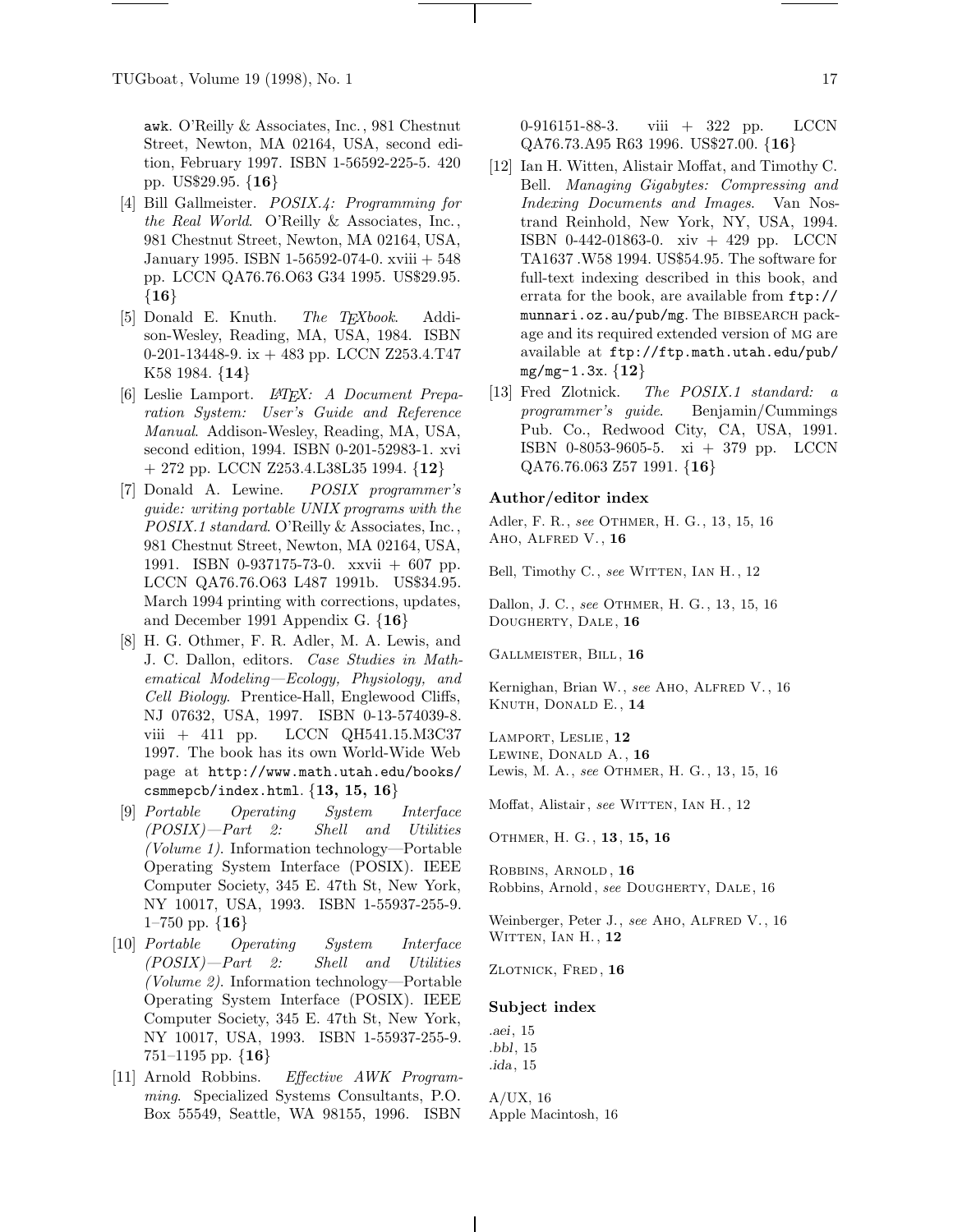awk. O'Reilly & Associates, Inc., 981 Chestnut Street, Newton, MA 02164, USA, second edition, February 1997. ISBN 1-56592-225-5. 420 pp. US$29.95. {**16**}

[4] Bill Gallmeister. *POSIX.4: Programming for the Real World*. O'Reilly & Associates, Inc., 981 Chestnut Street, Newton, MA 02164, USA, January 1995. ISBN 1-56592-074-0. xviii + 548 pp. LCCN QA76.76.O63 G34 1995. US$29.95. {**16**}

[5] Donald E. Knuth. *The TEXbook*. Addison-Wesley, Reading, MA, USA, 1984. ISBN 0-201-13448-9. ix + 483 pp. LCCN Z253.4.T47 K58 1984. {**14**}

[6] Leslie Lamport. *LATEX: A Document Preparation System: User's Guide and Reference Manual*. Addison-Wesley, Reading, MA, USA, second edition, 1994. ISBN 0-201-52983-1. xvi + 272 pp. LCCN Z253.4.L38L35 1994. {**12**}

[7] Donald A. Lewine. *POSIX programmer's guide: writing portable UNIX programs with the POSIX.1 standard*. O'Reilly & Associates, Inc., 981 Chestnut Street, Newton, MA 02164, USA, 1991. ISBN 0-937175-73-0. xxvii + 607 pp. LCCN QA76.76.O63 L487 1991b. US$34.95. March 1994 printing with corrections, updates, and December 1991 Appendix G. {**16**}

[8] H. G. Othmer, F. R. Adler, M. A. Lewis, and J. C. Dallon, editors. *Case Studies in Mathematical Modeling—Ecology, Physiology, and Cell Biology*. Prentice-Hall, Englewood Cliffs, NJ 07632, USA, 1997. ISBN 0-13-574039-8. viii + 411 pp. LCCN QH541.15.M3C37 1997. The book has its own World-Wide Web page at `http://www.math.utah.edu/books/csmmepcb/index.html`. {**13, 15, 16**}

[9] *Portable Operating System Interface (POSIX)—Part 2: Shell and Utilities (Volume 1)*. Information technology—Portable Operating System Interface (POSIX). IEEE Computer Society, 345 E. 47th St, New York, NY 10017, USA, 1993. ISBN 1-55937-255-9. 1–750 pp. {**16**}

[10] *Portable Operating System Interface (POSIX)—Part 2: Shell and Utilities (Volume 2)*. Information technology—Portable Operating System Interface (POSIX). IEEE Computer Society, 345 E. 47th St, New York, NY 10017, USA, 1993. ISBN 1-55937-255-9. 751–1195 pp. {**16**}

[11] Arnold Robbins. *Effective AWK Programming*. Specialized Systems Consultants, P.O. Box 55549, Seattle, WA 98155, 1996. ISBN 0-916151-88-3. viii + 322 pp. LCCN QA76.73.A95 R63 1996. US$27.00. {**16**}

[12] Ian H. Witten, Alistair Moffat, and Timothy C. Bell. *Managing Gigabytes: Compressing and Indexing Documents and Images*. Van Nostrand Reinhold, New York, NY, USA, 1994. ISBN 0-442-01863-0. xiv + 429 pp. LCCN TA1637 .W58 1994. US$54.95. The software for full-text indexing described in this book, and errata for the book, are available from `ftp://munnari.oz.au/pub/mg`. The BIBSEARCH package and its required extended version of MG are available at `ftp://ftp.math.utah.edu/pub/mg/mg-1.3x`. {**12**}

[13] Fred Zlotnick. *The POSIX.1 standard: a programmer's guide*. Benjamin/Cummings Pub. Co., Redwood City, CA, USA, 1991. ISBN 0-8053-9605-5. xi + 379 pp. LCCN QA76.76.063 Z57 1991. {**16**}

### Author/editor index

Adler, F. R., *see* OTHMER, H. G., 13, 15, 16
AHO, ALFRED V., **16**

Bell, Timothy C., *see* WITTEN, IAN H., 12

Dallon, J. C., *see* OTHMER, H. G., 13, 15, 16
DOUGHERTY, DALE, **16**

GALLMEISTER, BILL, **16**

Kernighan, Brian W., *see* AHO, ALFRED V., 16
KNUTH, DONALD E., **14**

LAMPORT, LESLIE, **12**
LEWINE, DONALD A., **16**
Lewis, M. A., *see* OTHMER, H. G., 13, 15, 16

Moffat, Alistair, *see* WITTEN, IAN H., 12

OTHMER, H. G., **13**, **15, 16**

ROBBINS, ARNOLD, **16**
Robbins, Arnold, *see* DOUGHERTY, DALE, 16

Weinberger, Peter J., *see* AHO, ALFRED V., 16
WITTEN, IAN H., **12**

ZLOTNICK, FRED, **16**

### Subject index

*.aei*, 15
*.bbl*, 15
*.ida*, 15

A/UX, 16
Apple Macintosh, 16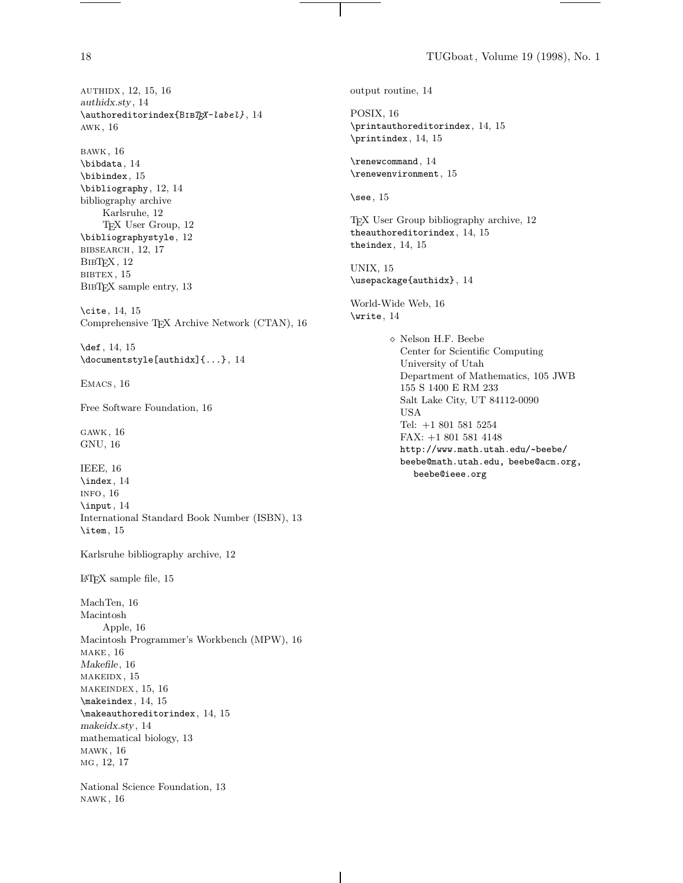AUTHIDX, 12, 15, 16
*authidx.sty*, 14
`\authoreditorindex{BibTeX-label}`, 14
AWK, 16

BAWK, 16
`\bibdata`, 14
`\bibindex`, 15
`\bibliography`, 12, 14
bibliography archive
    Karlsruhe, 12
    TeX User Group, 12
`\bibliographystyle`, 12
BIBSEARCH, 12, 17
BibTeX, 12
BIBTEX, 15
BibTeX sample entry, 13

`\cite`, 14, 15
Comprehensive TeX Archive Network (CTAN), 16

`\def`, 14, 15
`\documentstyle[authidx]{...}`, 14

EMACS, 16

Free Software Foundation, 16

GAWK, 16
GNU, 16

IEEE, 16
`\index`, 14
INFO, 16
`\input`, 14
International Standard Book Number (ISBN), 13
`\item`, 15

Karlsruhe bibliography archive, 12

LaTeX sample file, 15

MachTen, 16
Macintosh
    Apple, 16
Macintosh Programmer's Workbench (MPW), 16
MAKE, 16
*Makefile*, 16
MAKEIDX, 15
MAKEINDEX, 15, 16
`\makeindex`, 14, 15
`\makeauthoreditorindex`, 14, 15
*makeidx.sty*, 14
mathematical biology, 13
MAWK, 16
MG, 12, 17

National Science Foundation, 13
NAWK, 16

output routine, 14

POSIX, 16
`\printauthoreditorindex`, 14, 15
`\printindex`, 14, 15

`\renewcommand`, 14
`\renewenvironment`, 15

`\see`, 15

TeX User Group bibliography archive, 12
`theauthoreditorindex`, 14, 15
`theindex`, 14, 15

UNIX, 15
`\usepackage{authidx}`, 14

World-Wide Web, 16
`\write`, 14

◇ Nelson H.F. Beebe
Center for Scientific Computing
University of Utah
Department of Mathematics, 105 JWB
155 S 1400 E RM 233
Salt Lake City, UT 84112-0090
USA
Tel: +1 801 581 5254
FAX: +1 801 581 4148
`http://www.math.utah.edu/~beebe/`
`beebe@math.utah.edu, beebe@acm.org, beebe@ieee.org`